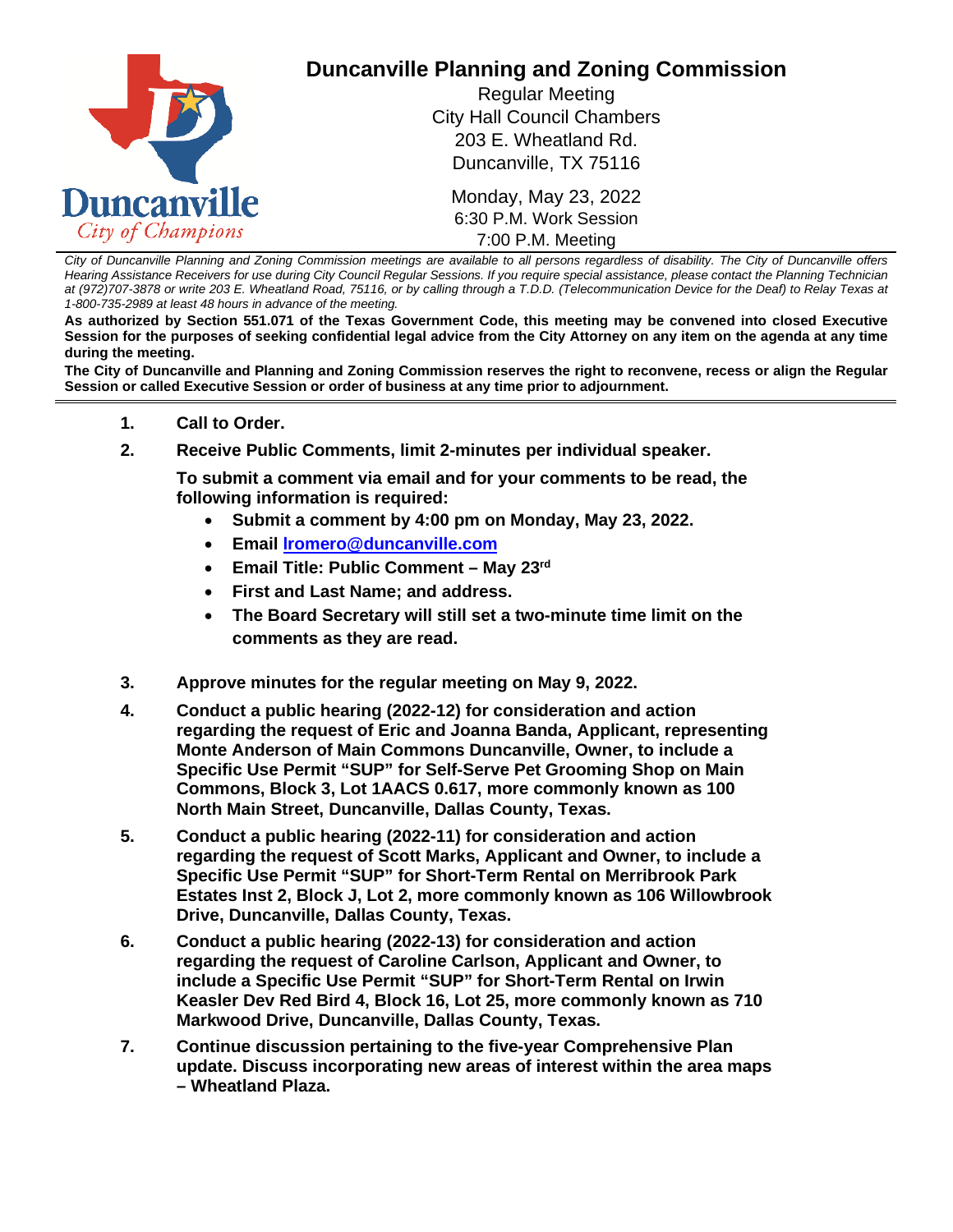# Duncanville Planning and Zoning Commission

Regular Meeting
City Hall Council Chambers
203 E. Wheatland Rd.
Duncanville, TX 75116

Monday, May 23, 2022
6:30 P.M. Work Session
7:00 P.M. Meeting

*City of Duncanville Planning and Zoning Commission meetings are available to all persons regardless of disability. The City of Duncanville offers Hearing Assistance Receivers for use during City Council Regular Sessions. If you require special assistance, please contact the Planning Technician at (972)707-3878 or write 203 E. Wheatland Road, 75116, or by calling through a T.D.D. (Telecommunication Device for the Deaf) to Relay Texas at 1-800-735-2989 at least 48 hours in advance of the meeting.*

**As authorized by Section 551.071 of the Texas Government Code, this meeting may be convened into closed Executive Session for the purposes of seeking confidential legal advice from the City Attorney on any item on the agenda at any time during the meeting.**

**The City of Duncanville and Planning and Zoning Commission reserves the right to reconvene, recess or align the Regular Session or called Executive Session or order of business at any time prior to adjournment.**

---

1. **Call to Order.**

2. **Receive Public Comments, limit 2-minutes per individual speaker.**

   **To submit a comment via email and for your comments to be read, the following information is required:**
   - **Submit a comment by 4:00 pm on Monday, May 23, 2022.**
   - **Email lromero@duncanville.com**
   - **Email Title: Public Comment – May 23rd**
   - **First and Last Name; and address.**
   - **The Board Secretary will still set a two-minute time limit on the comments as they are read.**

3. **Approve minutes for the regular meeting on May 9, 2022.**

4. **Conduct a public hearing (2022-12) for consideration and action regarding the request of Eric and Joanna Banda, Applicant, representing Monte Anderson of Main Commons Duncanville, Owner, to include a Specific Use Permit "SUP" for Self-Serve Pet Grooming Shop on Main Commons, Block 3, Lot 1AACS 0.617, more commonly known as 100 North Main Street, Duncanville, Dallas County, Texas.**

5. **Conduct a public hearing (2022-11) for consideration and action regarding the request of Scott Marks, Applicant and Owner, to include a Specific Use Permit "SUP" for Short-Term Rental on Merribrook Park Estates Inst 2, Block J, Lot 2, more commonly known as 106 Willowbrook Drive, Duncanville, Dallas County, Texas.**

6. **Conduct a public hearing (2022-13) for consideration and action regarding the request of Caroline Carlson, Applicant and Owner, to include a Specific Use Permit "SUP" for Short-Term Rental on Irwin Keasler Dev Red Bird 4, Block 16, Lot 25, more commonly known as 710 Markwood Drive, Duncanville, Dallas County, Texas.**

7. **Continue discussion pertaining to the five-year Comprehensive Plan update. Discuss incorporating new areas of interest within the area maps – Wheatland Plaza.**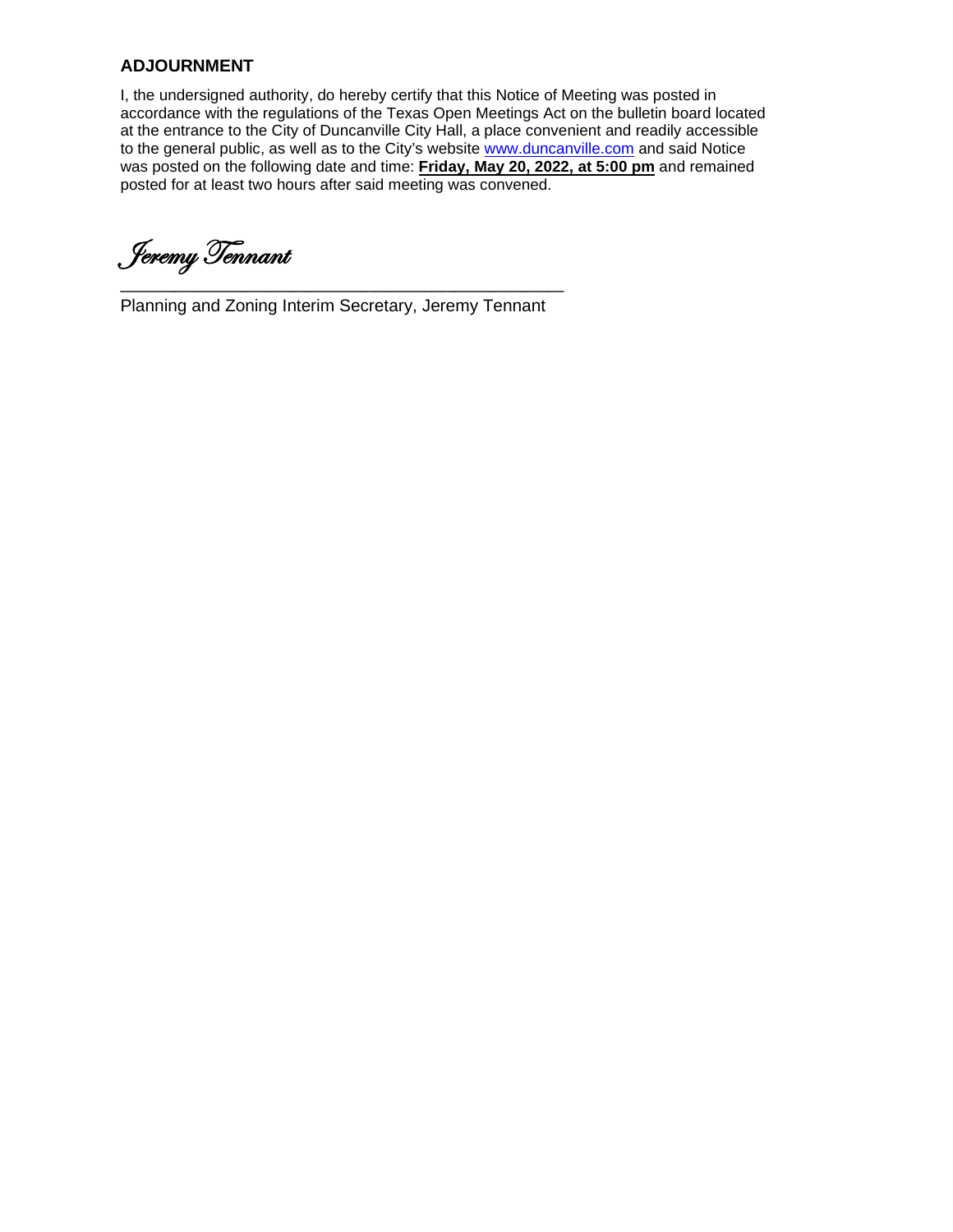## ADJOURNMENT

I, the undersigned authority, do hereby certify that this Notice of Meeting was posted in accordance with the regulations of the Texas Open Meetings Act on the bulletin board located at the entrance to the City of Duncanville City Hall, a place convenient and readily accessible to the general public, as well as to the City's website www.duncanville.com and said Notice was posted on the following date and time: **Friday, May 20, 2022, at 5:00 pm** and remained posted for at least two hours after said meeting was convened.

*Jeremy Tennant*

\_\_\_\_\_\_\_\_\_\_\_\_\_\_\_\_\_\_\_\_\_\_\_\_\_\_\_\_\_\_\_\_\_\_\_\_\_\_\_\_\_\_\_\_\_\_

Planning and Zoning Interim Secretary, Jeremy Tennant